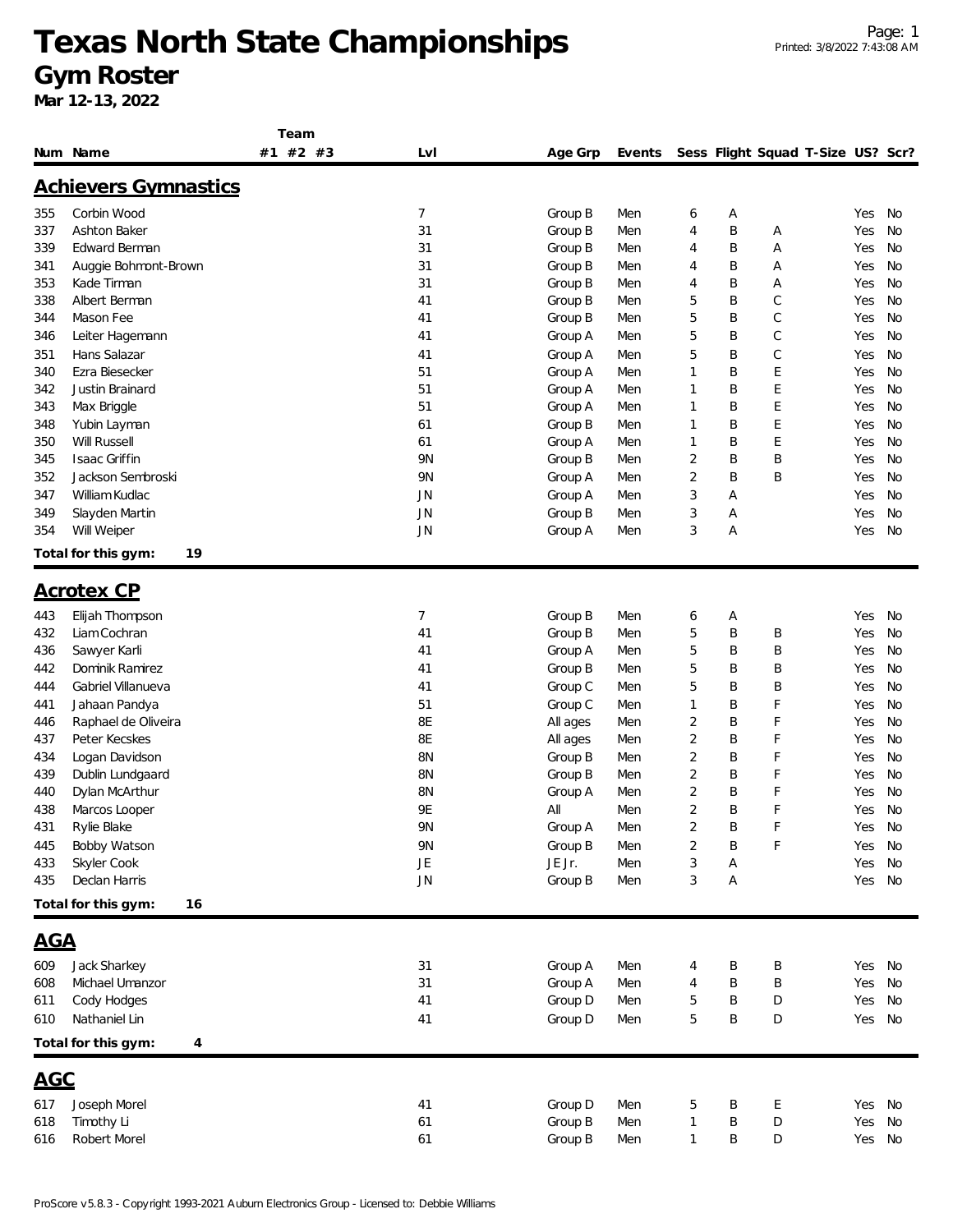# Texas North State Championships

## Gym Roster

**Mar 12-13, 2022**

### Achievers Gymnastics

| Num | Name | Team #1 | Team #2 | Team #3 | Lvl | Age Grp | Events | Sess | Flight | Squad | T-Size | US? | Scr? |
|---|---|---|---|---|---|---|---|---|---|---|---|---|---|
| 355 | Corbin Wood | | | | 7 | Group B | Men | 6 | A | | | Yes | No |
| 337 | Ashton Baker | | | | 31 | Group B | Men | 4 | B | A | | Yes | No |
| 339 | Edward Berman | | | | 31 | Group B | Men | 4 | B | A | | Yes | No |
| 341 | Auggie Bohmont-Brown | | | | 31 | Group B | Men | 4 | B | A | | Yes | No |
| 353 | Kade Tirman | | | | 31 | Group B | Men | 4 | B | A | | Yes | No |
| 338 | Albert Berman | | | | 41 | Group B | Men | 5 | B | C | | Yes | No |
| 344 | Mason Fee | | | | 41 | Group B | Men | 5 | B | C | | Yes | No |
| 346 | Leiter Hagemann | | | | 41 | Group A | Men | 5 | B | C | | Yes | No |
| 351 | Hans Salazar | | | | 41 | Group A | Men | 5 | B | C | | Yes | No |
| 340 | Ezra Biesecker | | | | 51 | Group A | Men | 1 | B | E | | Yes | No |
| 342 | Justin Brainard | | | | 51 | Group A | Men | 1 | B | E | | Yes | No |
| 343 | Max Briggle | | | | 51 | Group A | Men | 1 | B | E | | Yes | No |
| 348 | Yubin Layman | | | | 61 | Group B | Men | 1 | B | E | | Yes | No |
| 350 | Will Russell | | | | 61 | Group A | Men | 1 | B | E | | Yes | No |
| 345 | Isaac Griffin | | | | 9N | Group B | Men | 2 | B | B | | Yes | No |
| 352 | Jackson Sembroski | | | | 9N | Group A | Men | 2 | B | B | | Yes | No |
| 347 | William Kudlac | | | | JN | Group A | Men | 3 | A | | | Yes | No |
| 349 | Slayden Martin | | | | JN | Group B | Men | 3 | A | | | Yes | No |
| 354 | Will Weiper | | | | JN | Group A | Men | 3 | A | | | Yes | No |

**Total for this gym: 19**

### Acrotex CP

| Num | Name | Team #1 | Team #2 | Team #3 | Lvl | Age Grp | Events | Sess | Flight | Squad | T-Size | US? | Scr? |
|---|---|---|---|---|---|---|---|---|---|---|---|---|---|
| 443 | Elijah Thompson | | | | 7 | Group B | Men | 6 | A | | | Yes | No |
| 432 | Liam Cochran | | | | 41 | Group B | Men | 5 | B | B | | Yes | No |
| 436 | Sawyer Karli | | | | 41 | Group A | Men | 5 | B | B | | Yes | No |
| 442 | Dominik Ramirez | | | | 41 | Group B | Men | 5 | B | B | | Yes | No |
| 444 | Gabriel Villanueva | | | | 41 | Group C | Men | 5 | B | B | | Yes | No |
| 441 | Jahaan Pandya | | | | 51 | Group C | Men | 1 | B | F | | Yes | No |
| 446 | Raphael de Oliveira | | | | 8E | All ages | Men | 2 | B | F | | Yes | No |
| 437 | Peter Kecskes | | | | 8E | All ages | Men | 2 | B | F | | Yes | No |
| 434 | Logan Davidson | | | | 8N | Group B | Men | 2 | B | F | | Yes | No |
| 439 | Dublin Lundgaard | | | | 8N | Group B | Men | 2 | B | F | | Yes | No |
| 440 | Dylan McArthur | | | | 8N | Group A | Men | 2 | B | F | | Yes | No |
| 438 | Marcos Looper | | | | 9E | All | Men | 2 | B | F | | Yes | No |
| 431 | Rylie Blake | | | | 9N | Group A | Men | 2 | B | F | | Yes | No |
| 445 | Bobby Watson | | | | 9N | Group B | Men | 2 | B | F | | Yes | No |
| 433 | Skyler Cook | | | | JE | JE Jr. | Men | 3 | A | | | Yes | No |
| 435 | Declan Harris | | | | JN | Group B | Men | 3 | A | | | Yes | No |

**Total for this gym: 16**

### AGA

| Num | Name | Team #1 | Team #2 | Team #3 | Lvl | Age Grp | Events | Sess | Flight | Squad | T-Size | US? | Scr? |
|---|---|---|---|---|---|---|---|---|---|---|---|---|---|
| 609 | Jack Sharkey | | | | 31 | Group A | Men | 4 | B | B | | Yes | No |
| 608 | Michael Umanzor | | | | 31 | Group A | Men | 4 | B | B | | Yes | No |
| 611 | Cody Hodges | | | | 41 | Group D | Men | 5 | B | D | | Yes | No |
| 610 | Nathaniel Lin | | | | 41 | Group D | Men | 5 | B | D | | Yes | No |

**Total for this gym: 4**

### AGC

| Num | Name | Team #1 | Team #2 | Team #3 | Lvl | Age Grp | Events | Sess | Flight | Squad | T-Size | US? | Scr? |
|---|---|---|---|---|---|---|---|---|---|---|---|---|---|
| 617 | Joseph Morel | | | | 41 | Group D | Men | 5 | B | E | | Yes | No |
| 618 | Timothy Li | | | | 61 | Group B | Men | 1 | B | D | | Yes | No |
| 616 | Robert Morel | | | | 61 | Group B | Men | 1 | B | D | | Yes | No |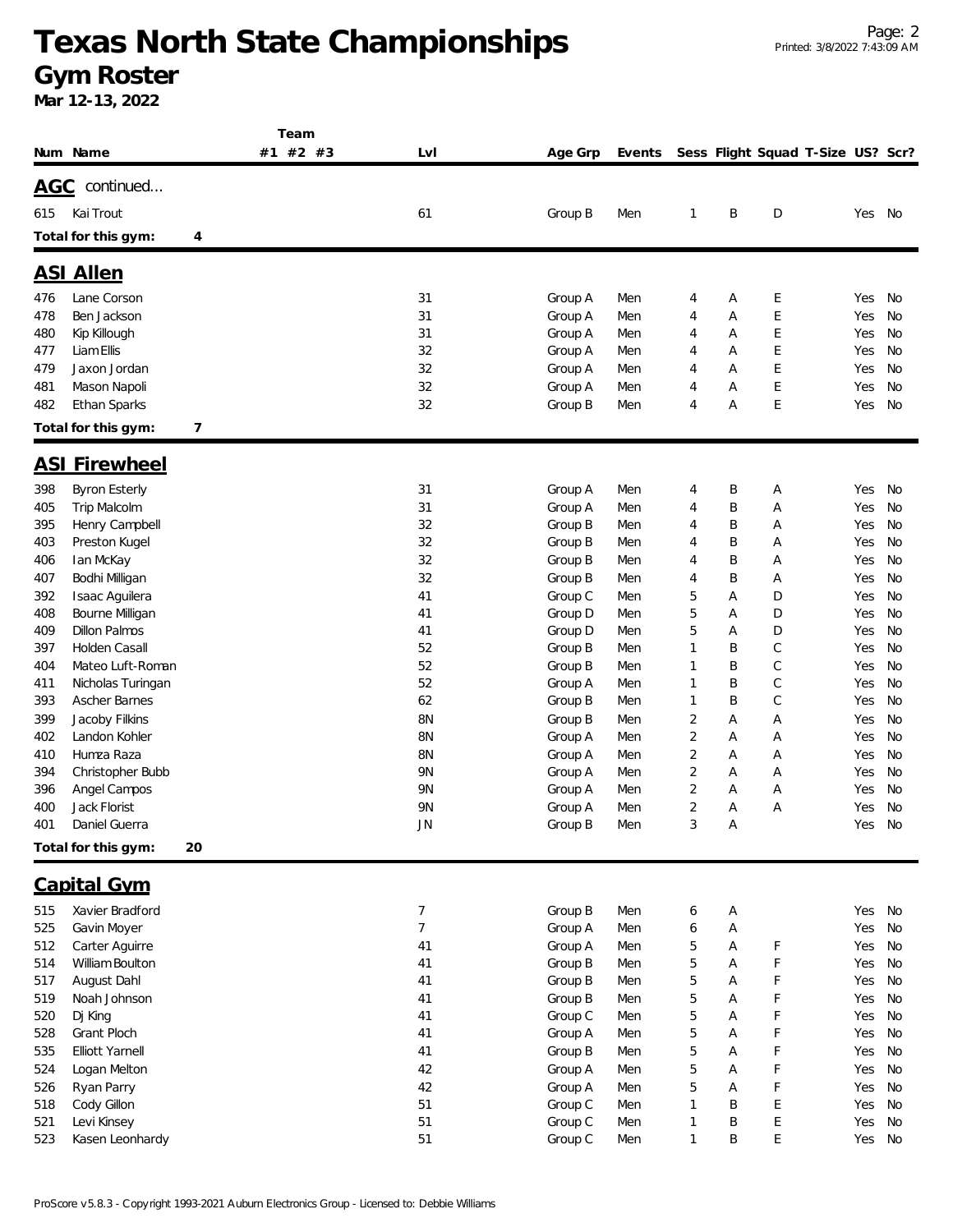# Texas North State Championships

## Gym Roster

**Mar 12-13, 2022**

| Num | Name | Team #1 | Team #2 | Team #3 | Lvl | Age Grp | Events | Sess | Flight | Squad | T-Size | US? | Scr? |
|---|---|---|---|---|---|---|---|---|---|---|---|---|---|
| **AGC** continued... | | | | | | | | | | | | | |
| 615 | Kai Trout | | | | 61 | Group B | Men | 1 | B | D | | Yes | No |
| **Total for this gym:** | **4** | | | | | | | | | | | | |
| **ASI Allen** | | | | | | | | | | | | | |
| 476 | Lane Corson | | | | 31 | Group A | Men | 4 | A | E | | Yes | No |
| 478 | Ben Jackson | | | | 31 | Group A | Men | 4 | A | E | | Yes | No |
| 480 | Kip Killough | | | | 31 | Group A | Men | 4 | A | E | | Yes | No |
| 477 | Liam Ellis | | | | 32 | Group A | Men | 4 | A | E | | Yes | No |
| 479 | Jaxon Jordan | | | | 32 | Group A | Men | 4 | A | E | | Yes | No |
| 481 | Mason Napoli | | | | 32 | Group A | Men | 4 | A | E | | Yes | No |
| 482 | Ethan Sparks | | | | 32 | Group B | Men | 4 | A | E | | Yes | No |
| **Total for this gym:** | **7** | | | | | | | | | | | | |
| **ASI Firewheel** | | | | | | | | | | | | | |
| 398 | Byron Esterly | | | | 31 | Group A | Men | 4 | B | A | | Yes | No |
| 405 | Trip Malcolm | | | | 31 | Group A | Men | 4 | B | A | | Yes | No |
| 395 | Henry Campbell | | | | 32 | Group B | Men | 4 | B | A | | Yes | No |
| 403 | Preston Kugel | | | | 32 | Group B | Men | 4 | B | A | | Yes | No |
| 406 | Ian McKay | | | | 32 | Group B | Men | 4 | B | A | | Yes | No |
| 407 | Bodhi Milligan | | | | 32 | Group B | Men | 4 | B | A | | Yes | No |
| 392 | Isaac Aguilera | | | | 41 | Group C | Men | 5 | A | D | | Yes | No |
| 408 | Bourne Milligan | | | | 41 | Group D | Men | 5 | A | D | | Yes | No |
| 409 | Dillon Palmos | | | | 41 | Group D | Men | 5 | A | D | | Yes | No |
| 397 | Holden Casall | | | | 52 | Group B | Men | 1 | B | C | | Yes | No |
| 404 | Mateo Luft-Roman | | | | 52 | Group B | Men | 1 | B | C | | Yes | No |
| 411 | Nicholas Turingan | | | | 52 | Group A | Men | 1 | B | C | | Yes | No |
| 393 | Ascher Barnes | | | | 62 | Group B | Men | 1 | B | C | | Yes | No |
| 399 | Jacoby Filkins | | | | 8N | Group B | Men | 2 | A | A | | Yes | No |
| 402 | Landon Kohler | | | | 8N | Group A | Men | 2 | A | A | | Yes | No |
| 410 | Humza Raza | | | | 8N | Group A | Men | 2 | A | A | | Yes | No |
| 394 | Christopher Bubb | | | | 9N | Group A | Men | 2 | A | A | | Yes | No |
| 396 | Angel Campos | | | | 9N | Group A | Men | 2 | A | A | | Yes | No |
| 400 | Jack Florist | | | | 9N | Group A | Men | 2 | A | A | | Yes | No |
| 401 | Daniel Guerra | | | | JN | Group B | Men | 3 | A | | | Yes | No |
| **Total for this gym:** | **20** | | | | | | | | | | | | |
| **Capital Gym** | | | | | | | | | | | | | |
| 515 | Xavier Bradford | | | | 7 | Group B | Men | 6 | A | | | Yes | No |
| 525 | Gavin Moyer | | | | 7 | Group A | Men | 6 | A | | | Yes | No |
| 512 | Carter Aguirre | | | | 41 | Group A | Men | 5 | A | F | | Yes | No |
| 514 | William Boulton | | | | 41 | Group B | Men | 5 | A | F | | Yes | No |
| 517 | August Dahl | | | | 41 | Group B | Men | 5 | A | F | | Yes | No |
| 519 | Noah Johnson | | | | 41 | Group B | Men | 5 | A | F | | Yes | No |
| 520 | Dj King | | | | 41 | Group C | Men | 5 | A | F | | Yes | No |
| 528 | Grant Ploch | | | | 41 | Group A | Men | 5 | A | F | | Yes | No |
| 535 | Elliott Yarnell | | | | 41 | Group B | Men | 5 | A | F | | Yes | No |
| 524 | Logan Melton | | | | 42 | Group A | Men | 5 | A | F | | Yes | No |
| 526 | Ryan Parry | | | | 42 | Group A | Men | 5 | A | F | | Yes | No |
| 518 | Cody Gillon | | | | 51 | Group C | Men | 1 | B | E | | Yes | No |
| 521 | Levi Kinsey | | | | 51 | Group C | Men | 1 | B | E | | Yes | No |
| 523 | Kasen Leonhardy | | | | 51 | Group C | Men | 1 | B | E | | Yes | No |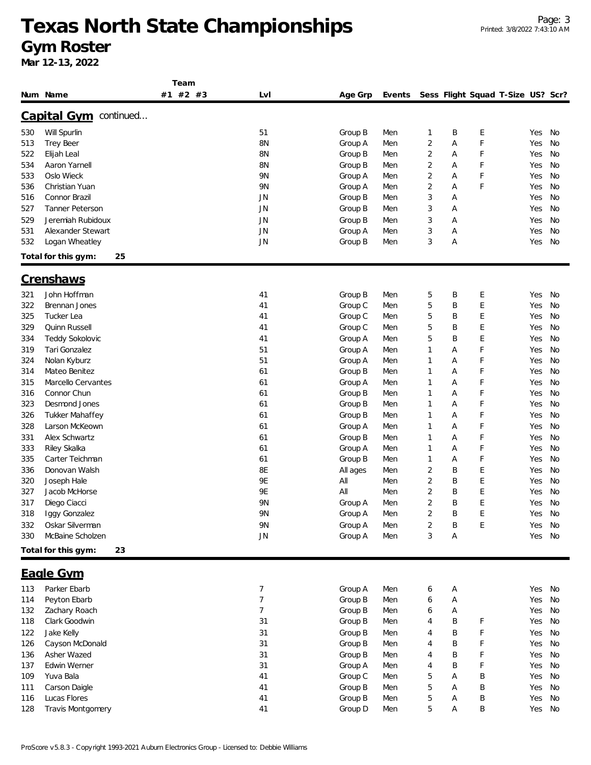# Texas North State Championships

## Gym Roster

**Mar 12-13, 2022**

| Num | Name | Team #1 | Team #2 | Team #3 | Lvl | Age Grp | Events | Sess | Flight | Squad | T-Size | US? | Scr? |
|---|---|---|---|---|---|---|---|---|---|---|---|---|---|
| **Capital Gym** continued... | | | | | | | | | | | | | |
| 530 | Will Spurlin | | | | 51 | Group B | Men | 1 | B | E | | Yes | No |
| 513 | Trey Beer | | | | 8N | Group A | Men | 2 | A | F | | Yes | No |
| 522 | Elijah Leal | | | | 8N | Group B | Men | 2 | A | F | | Yes | No |
| 534 | Aaron Yarnell | | | | 8N | Group B | Men | 2 | A | F | | Yes | No |
| 533 | Oslo Wieck | | | | 9N | Group A | Men | 2 | A | F | | Yes | No |
| 536 | Christian Yuan | | | | 9N | Group A | Men | 2 | A | F | | Yes | No |
| 516 | Connor Brazil | | | | JN | Group B | Men | 3 | A | | | Yes | No |
| 527 | Tanner Peterson | | | | JN | Group B | Men | 3 | A | | | Yes | No |
| 529 | Jeremiah Rubidoux | | | | JN | Group B | Men | 3 | A | | | Yes | No |
| 531 | Alexander Stewart | | | | JN | Group A | Men | 3 | A | | | Yes | No |
| 532 | Logan Wheatley | | | | JN | Group B | Men | 3 | A | | | Yes | No |
| **Total for this gym:** | **25** | | | | | | | | | | | | |
| **Crenshaws** | | | | | | | | | | | | | |
| 321 | John Hoffman | | | | 41 | Group B | Men | 5 | B | E | | Yes | No |
| 322 | Brennan Jones | | | | 41 | Group C | Men | 5 | B | E | | Yes | No |
| 325 | Tucker Lea | | | | 41 | Group C | Men | 5 | B | E | | Yes | No |
| 329 | Quinn Russell | | | | 41 | Group C | Men | 5 | B | E | | Yes | No |
| 334 | Teddy Sokolovic | | | | 41 | Group A | Men | 5 | B | E | | Yes | No |
| 319 | Tari Gonzalez | | | | 51 | Group A | Men | 1 | A | F | | Yes | No |
| 324 | Nolan Kyburz | | | | 51 | Group A | Men | 1 | A | F | | Yes | No |
| 314 | Mateo Benitez | | | | 61 | Group B | Men | 1 | A | F | | Yes | No |
| 315 | Marcello Cervantes | | | | 61 | Group A | Men | 1 | A | F | | Yes | No |
| 316 | Connor Chun | | | | 61 | Group B | Men | 1 | A | F | | Yes | No |
| 323 | Desmond Jones | | | | 61 | Group B | Men | 1 | A | F | | Yes | No |
| 326 | Tukker Mahaffey | | | | 61 | Group B | Men | 1 | A | F | | Yes | No |
| 328 | Larson McKeown | | | | 61 | Group A | Men | 1 | A | F | | Yes | No |
| 331 | Alex Schwartz | | | | 61 | Group B | Men | 1 | A | F | | Yes | No |
| 333 | Riley Skalka | | | | 61 | Group A | Men | 1 | A | F | | Yes | No |
| 335 | Carter Teichman | | | | 61 | Group B | Men | 1 | A | F | | Yes | No |
| 336 | Donovan Walsh | | | | 8E | All ages | Men | 2 | B | E | | Yes | No |
| 320 | Joseph Hale | | | | 9E | All | Men | 2 | B | E | | Yes | No |
| 327 | Jacob McHorse | | | | 9E | All | Men | 2 | B | E | | Yes | No |
| 317 | Diego Ciacci | | | | 9N | Group A | Men | 2 | B | E | | Yes | No |
| 318 | Iggy Gonzalez | | | | 9N | Group A | Men | 2 | B | E | | Yes | No |
| 332 | Oskar Silverman | | | | 9N | Group A | Men | 2 | B | E | | Yes | No |
| 330 | McBaine Scholzen | | | | JN | Group A | Men | 3 | A | | | Yes | No |
| **Total for this gym:** | **23** | | | | | | | | | | | | |
| **Eagle Gym** | | | | | | | | | | | | | |
| 113 | Parker Ebarb | | | | 7 | Group A | Men | 6 | A | | | Yes | No |
| 114 | Peyton Ebarb | | | | 7 | Group B | Men | 6 | A | | | Yes | No |
| 132 | Zachary Roach | | | | 7 | Group B | Men | 6 | A | | | Yes | No |
| 118 | Clark Goodwin | | | | 31 | Group B | Men | 4 | B | F | | Yes | No |
| 122 | Jake Kelly | | | | 31 | Group B | Men | 4 | B | F | | Yes | No |
| 126 | Cayson McDonald | | | | 31 | Group B | Men | 4 | B | F | | Yes | No |
| 136 | Asher Wazed | | | | 31 | Group B | Men | 4 | B | F | | Yes | No |
| 137 | Edwin Werner | | | | 31 | Group A | Men | 4 | B | F | | Yes | No |
| 109 | Yuva Bala | | | | 41 | Group C | Men | 5 | A | B | | Yes | No |
| 111 | Carson Daigle | | | | 41 | Group B | Men | 5 | A | B | | Yes | No |
| 116 | Lucas Flores | | | | 41 | Group B | Men | 5 | A | B | | Yes | No |
| 128 | Travis Montgomery | | | | 41 | Group D | Men | 5 | A | B | | Yes | No |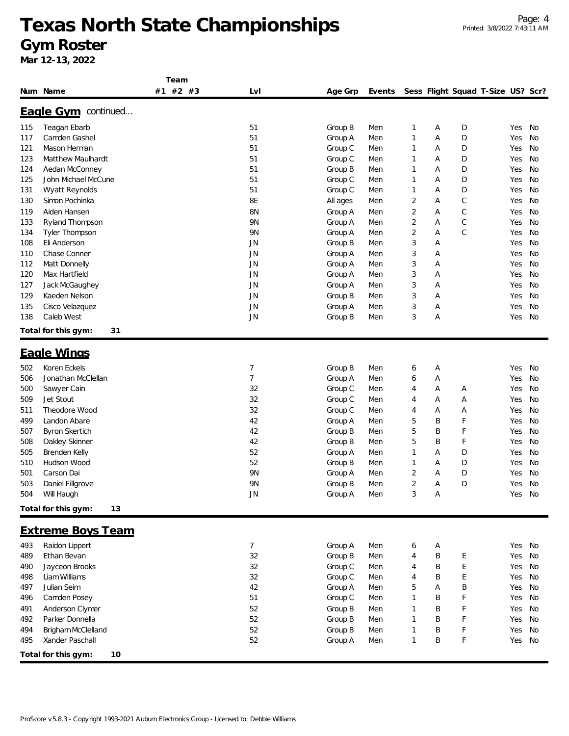# Texas North State Championships
## Gym Roster
**Mar 12-13, 2022**

### Eagle Gym continued...

| Num | Name | Team #1 | Team #2 | Team #3 | Lvl | Age Grp | Events | Sess | Flight | Squad | T-Size | US? | Scr? |
|---|---|---|---|---|---|---|---|---|---|---|---|---|---|
| 115 | Teagan Ebarb | | | | 51 | Group B | Men | 1 | A | D | | Yes | No |
| 117 | Camden Gashel | | | | 51 | Group A | Men | 1 | A | D | | Yes | No |
| 121 | Mason Herman | | | | 51 | Group C | Men | 1 | A | D | | Yes | No |
| 123 | Matthew Maulhardt | | | | 51 | Group C | Men | 1 | A | D | | Yes | No |
| 124 | Aedan McConney | | | | 51 | Group B | Men | 1 | A | D | | Yes | No |
| 125 | John Michael McCune | | | | 51 | Group C | Men | 1 | A | D | | Yes | No |
| 131 | Wyatt Reynolds | | | | 51 | Group C | Men | 1 | A | D | | Yes | No |
| 130 | Simon Pochinka | | | | 8E | All ages | Men | 2 | A | C | | Yes | No |
| 119 | Aiden Hansen | | | | 8N | Group A | Men | 2 | A | C | | Yes | No |
| 133 | Ryland Thompson | | | | 9N | Group A | Men | 2 | A | C | | Yes | No |
| 134 | Tyler Thompson | | | | 9N | Group A | Men | 2 | A | C | | Yes | No |
| 108 | Eli Anderson | | | | JN | Group B | Men | 3 | A | | | Yes | No |
| 110 | Chase Conner | | | | JN | Group A | Men | 3 | A | | | Yes | No |
| 112 | Matt Donnelly | | | | JN | Group A | Men | 3 | A | | | Yes | No |
| 120 | Max Hartfield | | | | JN | Group A | Men | 3 | A | | | Yes | No |
| 127 | Jack McGaughey | | | | JN | Group A | Men | 3 | A | | | Yes | No |
| 129 | Kaeden Nelson | | | | JN | Group B | Men | 3 | A | | | Yes | No |
| 135 | Cisco Velazquez | | | | JN | Group A | Men | 3 | A | | | Yes | No |
| 138 | Caleb West | | | | JN | Group B | Men | 3 | A | | | Yes | No |

**Total for this gym: 31**

### Eagle Wings

| Num | Name | Team #1 | Team #2 | Team #3 | Lvl | Age Grp | Events | Sess | Flight | Squad | T-Size | US? | Scr? |
|---|---|---|---|---|---|---|---|---|---|---|---|---|---|
| 502 | Koren Eckels | | | | 7 | Group B | Men | 6 | A | | | Yes | No |
| 506 | Jonathan McClellan | | | | 7 | Group A | Men | 6 | A | | | Yes | No |
| 500 | Sawyer Cain | | | | 32 | Group C | Men | 4 | A | A | | Yes | No |
| 509 | Jet Stout | | | | 32 | Group C | Men | 4 | A | A | | Yes | No |
| 511 | Theodore Wood | | | | 32 | Group C | Men | 4 | A | A | | Yes | No |
| 499 | Landon Abare | | | | 42 | Group A | Men | 5 | B | F | | Yes | No |
| 507 | Byron Skertich | | | | 42 | Group B | Men | 5 | B | F | | Yes | No |
| 508 | Oakley Skinner | | | | 42 | Group B | Men | 5 | B | F | | Yes | No |
| 505 | Brenden Kelly | | | | 52 | Group A | Men | 1 | A | D | | Yes | No |
| 510 | Hudson Wood | | | | 52 | Group B | Men | 1 | A | D | | Yes | No |
| 501 | Carson Dai | | | | 9N | Group A | Men | 2 | A | D | | Yes | No |
| 503 | Daniel Fillgrove | | | | 9N | Group B | Men | 2 | A | D | | Yes | No |
| 504 | Will Haugh | | | | JN | Group A | Men | 3 | A | | | Yes | No |

**Total for this gym: 13**

### Extreme Boys Team

| Num | Name | Team #1 | Team #2 | Team #3 | Lvl | Age Grp | Events | Sess | Flight | Squad | T-Size | US? | Scr? |
|---|---|---|---|---|---|---|---|---|---|---|---|---|---|
| 493 | Raidon Lippert | | | | 7 | Group A | Men | 6 | A | | | Yes | No |
| 489 | Ethan Bevan | | | | 32 | Group B | Men | 4 | B | E | | Yes | No |
| 490 | Jayceon Brooks | | | | 32 | Group C | Men | 4 | B | E | | Yes | No |
| 498 | Liam Williams | | | | 32 | Group C | Men | 4 | B | E | | Yes | No |
| 497 | Julian Seim | | | | 42 | Group A | Men | 5 | A | B | | Yes | No |
| 496 | Camden Posey | | | | 51 | Group C | Men | 1 | B | F | | Yes | No |
| 491 | Anderson Clymer | | | | 52 | Group B | Men | 1 | B | F | | Yes | No |
| 492 | Parker Donnella | | | | 52 | Group B | Men | 1 | B | F | | Yes | No |
| 494 | Brigham McClelland | | | | 52 | Group B | Men | 1 | B | F | | Yes | No |
| 495 | Xander Paschall | | | | 52 | Group A | Men | 1 | B | F | | Yes | No |

**Total for this gym: 10**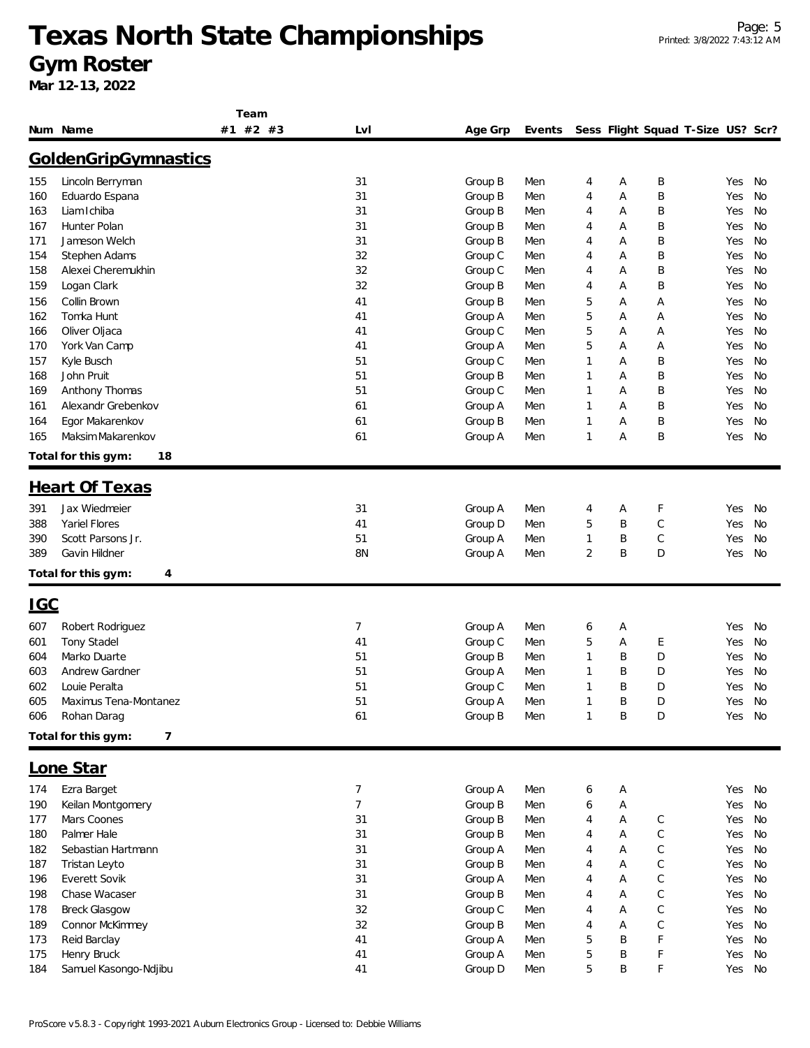# Texas North State Championships

## Gym Roster

**Mar 12-13, 2022**

### GoldenGripGymnastics

| Num | Name | Team #1 | Team #2 | Team #3 | Lvl | Age Grp | Events | Sess | Flight | Squad | T-Size | US? | Scr? |
|---|---|---|---|---|---|---|---|---|---|---|---|---|---|
| 155 | Lincoln Berryman | | | | 31 | Group B | Men | 4 | A | B | | Yes | No |
| 160 | Eduardo Espana | | | | 31 | Group B | Men | 4 | A | B | | Yes | No |
| 163 | Liam Ichiba | | | | 31 | Group B | Men | 4 | A | B | | Yes | No |
| 167 | Hunter Polan | | | | 31 | Group B | Men | 4 | A | B | | Yes | No |
| 171 | Jameson Welch | | | | 31 | Group B | Men | 4 | A | B | | Yes | No |
| 154 | Stephen Adams | | | | 32 | Group C | Men | 4 | A | B | | Yes | No |
| 158 | Alexei Cheremukhin | | | | 32 | Group C | Men | 4 | A | B | | Yes | No |
| 159 | Logan Clark | | | | 32 | Group B | Men | 4 | A | B | | Yes | No |
| 156 | Collin Brown | | | | 41 | Group B | Men | 5 | A | A | | Yes | No |
| 162 | Tomka Hunt | | | | 41 | Group A | Men | 5 | A | A | | Yes | No |
| 166 | Oliver Oljaca | | | | 41 | Group C | Men | 5 | A | A | | Yes | No |
| 170 | York Van Camp | | | | 41 | Group A | Men | 5 | A | A | | Yes | No |
| 157 | Kyle Busch | | | | 51 | Group C | Men | 1 | A | B | | Yes | No |
| 168 | John Pruit | | | | 51 | Group B | Men | 1 | A | B | | Yes | No |
| 169 | Anthony Thomas | | | | 51 | Group C | Men | 1 | A | B | | Yes | No |
| 161 | Alexandr Grebenkov | | | | 61 | Group A | Men | 1 | A | B | | Yes | No |
| 164 | Egor Makarenkov | | | | 61 | Group B | Men | 1 | A | B | | Yes | No |
| 165 | Maksim Makarenkov | | | | 61 | Group A | Men | 1 | A | B | | Yes | No |

**Total for this gym: 18**

### Heart Of Texas

| Num | Name | Team #1 | Team #2 | Team #3 | Lvl | Age Grp | Events | Sess | Flight | Squad | T-Size | US? | Scr? |
|---|---|---|---|---|---|---|---|---|---|---|---|---|---|
| 391 | Jax Wiedmeier | | | | 31 | Group A | Men | 4 | A | F | | Yes | No |
| 388 | Yariel Flores | | | | 41 | Group D | Men | 5 | B | C | | Yes | No |
| 390 | Scott Parsons Jr. | | | | 51 | Group A | Men | 1 | B | C | | Yes | No |
| 389 | Gavin Hildner | | | | 8N | Group A | Men | 2 | B | D | | Yes | No |

**Total for this gym: 4**

### IGC

| Num | Name | Team #1 | Team #2 | Team #3 | Lvl | Age Grp | Events | Sess | Flight | Squad | T-Size | US? | Scr? |
|---|---|---|---|---|---|---|---|---|---|---|---|---|---|
| 607 | Robert Rodriguez | | | | 7 | Group A | Men | 6 | A | | | Yes | No |
| 601 | Tony Stadel | | | | 41 | Group C | Men | 5 | A | E | | Yes | No |
| 604 | Marko Duarte | | | | 51 | Group B | Men | 1 | B | D | | Yes | No |
| 603 | Andrew Gardner | | | | 51 | Group A | Men | 1 | B | D | | Yes | No |
| 602 | Louie Peralta | | | | 51 | Group C | Men | 1 | B | D | | Yes | No |
| 605 | Maximus Tena-Montanez | | | | 51 | Group A | Men | 1 | B | D | | Yes | No |
| 606 | Rohan Darag | | | | 61 | Group B | Men | 1 | B | D | | Yes | No |

**Total for this gym: 7**

### Lone Star

| Num | Name | Team #1 | Team #2 | Team #3 | Lvl | Age Grp | Events | Sess | Flight | Squad | T-Size | US? | Scr? |
|---|---|---|---|---|---|---|---|---|---|---|---|---|---|
| 174 | Ezra Barget | | | | 7 | Group A | Men | 6 | A | | | Yes | No |
| 190 | Keilan Montgomery | | | | 7 | Group B | Men | 6 | A | | | Yes | No |
| 177 | Mars Coones | | | | 31 | Group B | Men | 4 | A | C | | Yes | No |
| 180 | Palmer Hale | | | | 31 | Group B | Men | 4 | A | C | | Yes | No |
| 182 | Sebastian Hartmann | | | | 31 | Group A | Men | 4 | A | C | | Yes | No |
| 187 | Tristan Leyto | | | | 31 | Group B | Men | 4 | A | C | | Yes | No |
| 196 | Everett Sovik | | | | 31 | Group A | Men | 4 | A | C | | Yes | No |
| 198 | Chase Wacaser | | | | 31 | Group B | Men | 4 | A | C | | Yes | No |
| 178 | Breck Glasgow | | | | 32 | Group C | Men | 4 | A | C | | Yes | No |
| 189 | Connor McKimmey | | | | 32 | Group B | Men | 4 | A | C | | Yes | No |
| 173 | Reid Barclay | | | | 41 | Group A | Men | 5 | B | F | | Yes | No |
| 175 | Henry Bruck | | | | 41 | Group A | Men | 5 | B | F | | Yes | No |
| 184 | Samuel Kasongo-Ndjibu | | | | 41 | Group D | Men | 5 | B | F | | Yes | No |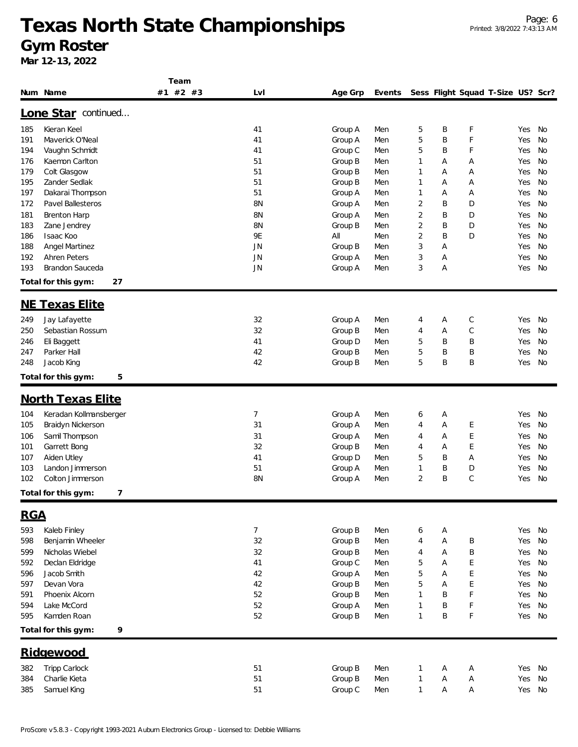# Texas North State Championships

## Gym Roster

**Mar 12-13, 2022**

| Num | Name | Team #1 | Team #2 | Team #3 | Lvl | Age Grp | Events | Sess | Flight | Squad | T-Size | US? | Scr? |
|---|---|---|---|---|---|---|---|---|---|---|---|---|---|

### Lone Star continued...

| Num | Name | Team #1 | Team #2 | Team #3 | Lvl | Age Grp | Events | Sess | Flight | Squad | T-Size | US? | Scr? |
|---|---|---|---|---|---|---|---|---|---|---|---|---|---|
| 185 | Kieran Keel | | | | 41 | Group A | Men | 5 | B | F | | Yes | No |
| 191 | Maverick O'Neal | | | | 41 | Group A | Men | 5 | B | F | | Yes | No |
| 194 | Vaughn Schmidt | | | | 41 | Group C | Men | 5 | B | F | | Yes | No |
| 176 | Kaemon Carlton | | | | 51 | Group B | Men | 1 | A | A | | Yes | No |
| 179 | Colt Glasgow | | | | 51 | Group B | Men | 1 | A | A | | Yes | No |
| 195 | Zander Sedlak | | | | 51 | Group B | Men | 1 | A | A | | Yes | No |
| 197 | Dakarai Thompson | | | | 51 | Group A | Men | 1 | A | A | | Yes | No |
| 172 | Pavel Ballesteros | | | | 8N | Group A | Men | 2 | B | D | | Yes | No |
| 181 | Brenton Harp | | | | 8N | Group A | Men | 2 | B | D | | Yes | No |
| 183 | Zane Jendrey | | | | 8N | Group B | Men | 2 | B | D | | Yes | No |
| 186 | Isaac Koo | | | | 9E | All | Men | 2 | B | D | | Yes | No |
| 188 | Angel Martinez | | | | JN | Group B | Men | 3 | A | | | Yes | No |
| 192 | Ahren Peters | | | | JN | Group A | Men | 3 | A | | | Yes | No |
| 193 | Brandon Sauceda | | | | JN | Group A | Men | 3 | A | | | Yes | No |

**Total for this gym: 27**

### NE Texas Elite

| Num | Name | Team #1 | Team #2 | Team #3 | Lvl | Age Grp | Events | Sess | Flight | Squad | T-Size | US? | Scr? |
|---|---|---|---|---|---|---|---|---|---|---|---|---|---|
| 249 | Jay Lafayette | | | | 32 | Group A | Men | 4 | A | C | | Yes | No |
| 250 | Sebastian Rossum | | | | 32 | Group B | Men | 4 | A | C | | Yes | No |
| 246 | Eli Baggett | | | | 41 | Group D | Men | 5 | B | B | | Yes | No |
| 247 | Parker Hall | | | | 42 | Group B | Men | 5 | B | B | | Yes | No |
| 248 | Jacob King | | | | 42 | Group B | Men | 5 | B | B | | Yes | No |

**Total for this gym: 5**

### North Texas Elite

| Num | Name | Team #1 | Team #2 | Team #3 | Lvl | Age Grp | Events | Sess | Flight | Squad | T-Size | US? | Scr? |
|---|---|---|---|---|---|---|---|---|---|---|---|---|---|
| 104 | Keradan Kollmansberger | | | | 7 | Group A | Men | 6 | A | | | Yes | No |
| 105 | Braidyn Nickerson | | | | 31 | Group A | Men | 4 | A | E | | Yes | No |
| 106 | Samil Thompson | | | | 31 | Group A | Men | 4 | A | E | | Yes | No |
| 101 | Garrett Bong | | | | 32 | Group B | Men | 4 | A | E | | Yes | No |
| 107 | Aiden Utley | | | | 41 | Group D | Men | 5 | B | A | | Yes | No |
| 103 | Landon Jimmerson | | | | 51 | Group A | Men | 1 | B | D | | Yes | No |
| 102 | Colton Jimmerson | | | | 8N | Group A | Men | 2 | B | C | | Yes | No |

**Total for this gym: 7**

### RGA

| Num | Name | Team #1 | Team #2 | Team #3 | Lvl | Age Grp | Events | Sess | Flight | Squad | T-Size | US? | Scr? |
|---|---|---|---|---|---|---|---|---|---|---|---|---|---|
| 593 | Kaleb Finley | | | | 7 | Group B | Men | 6 | A | | | Yes | No |
| 598 | Benjamin Wheeler | | | | 32 | Group B | Men | 4 | A | B | | Yes | No |
| 599 | Nicholas Wiebel | | | | 32 | Group B | Men | 4 | A | B | | Yes | No |
| 592 | Declan Eldridge | | | | 41 | Group C | Men | 5 | A | E | | Yes | No |
| 596 | Jacob Smith | | | | 42 | Group A | Men | 5 | A | E | | Yes | No |
| 597 | Devan Vora | | | | 42 | Group B | Men | 5 | A | E | | Yes | No |
| 591 | Phoenix Alcorn | | | | 52 | Group B | Men | 1 | B | F | | Yes | No |
| 594 | Lake McCord | | | | 52 | Group A | Men | 1 | B | F | | Yes | No |
| 595 | Kamden Roan | | | | 52 | Group B | Men | 1 | B | F | | Yes | No |

**Total for this gym: 9**

### Ridgewood

| Num | Name | Team #1 | Team #2 | Team #3 | Lvl | Age Grp | Events | Sess | Flight | Squad | T-Size | US? | Scr? |
|---|---|---|---|---|---|---|---|---|---|---|---|---|---|
| 382 | Tripp Carlock | | | | 51 | Group B | Men | 1 | A | A | | Yes | No |
| 384 | Charlie Kieta | | | | 51 | Group B | Men | 1 | A | A | | Yes | No |
| 385 | Samuel King | | | | 51 | Group C | Men | 1 | A | A | | Yes | No |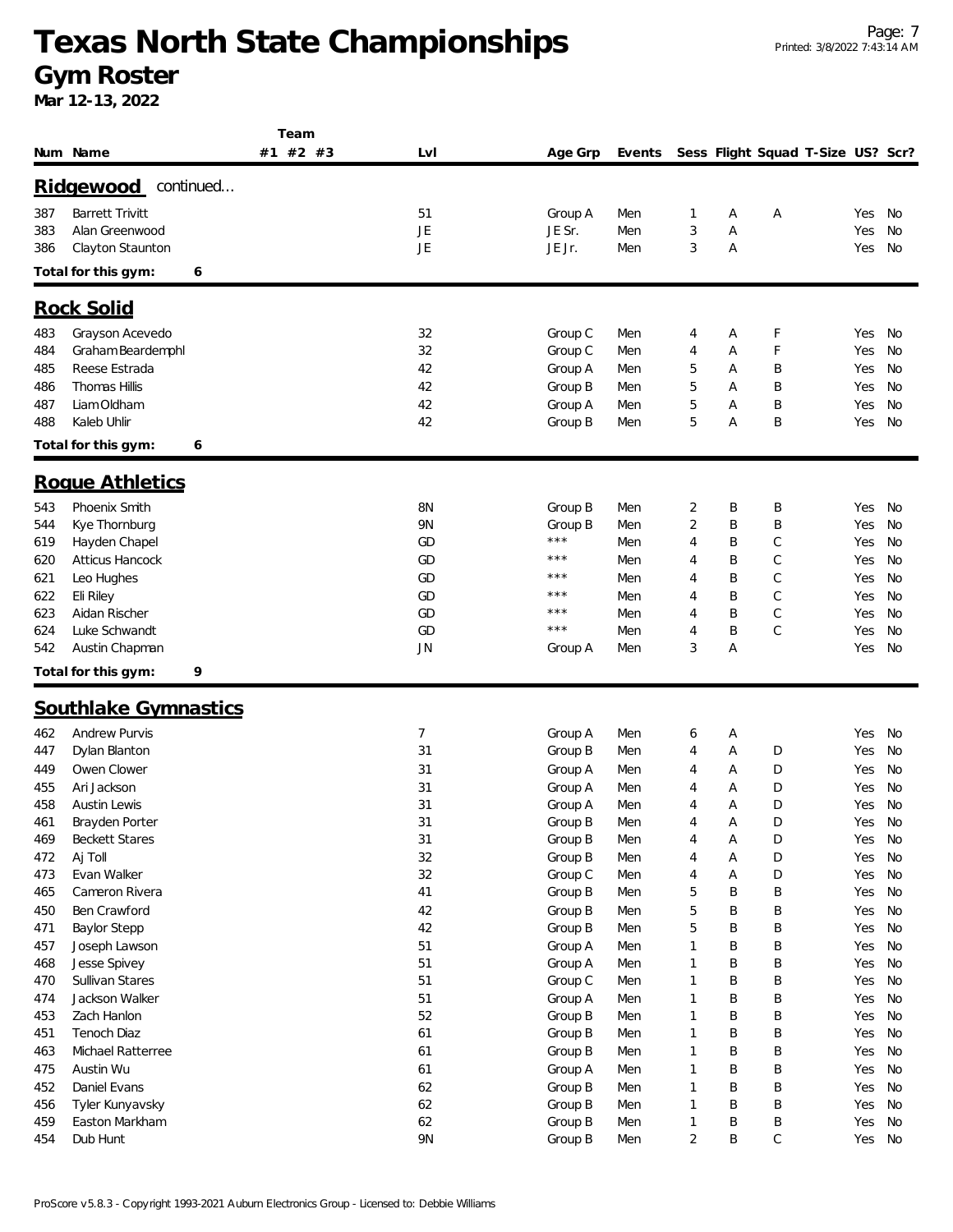# Texas North State Championships

## Gym Roster

**Mar 12-13, 2022**

| Num | Name | Team #1 | Team #2 | Team #3 | Lvl | Age Grp | Events | Sess | Flight | Squad | T-Size | US? | Scr? |
|---|---|---|---|---|---|---|---|---|---|---|---|---|---|
| **Ridgewood** continued... | | | | | | | | | | | | | |
| 387 | Barrett Trivitt | | | | 51 | Group A | Men | 1 | A | A | | Yes | No |
| 383 | Alan Greenwood | | | | JE | JE Sr. | Men | 3 | A | | | Yes | No |
| 386 | Clayton Staunton | | | | JE | JE Jr. | Men | 3 | A | | | Yes | No |
| **Total for this gym:** | **6** | | | | | | | | | | | | |
| **Rock Solid** | | | | | | | | | | | | | |
| 483 | Grayson Acevedo | | | | 32 | Group C | Men | 4 | A | F | | Yes | No |
| 484 | Graham Beardemphl | | | | 32 | Group C | Men | 4 | A | F | | Yes | No |
| 485 | Reese Estrada | | | | 42 | Group A | Men | 5 | A | B | | Yes | No |
| 486 | Thomas Hillis | | | | 42 | Group B | Men | 5 | A | B | | Yes | No |
| 487 | Liam Oldham | | | | 42 | Group A | Men | 5 | A | B | | Yes | No |
| 488 | Kaleb Uhlir | | | | 42 | Group B | Men | 5 | A | B | | Yes | No |
| **Total for this gym:** | **6** | | | | | | | | | | | | |
| **Rogue Athletics** | | | | | | | | | | | | | |
| 543 | Phoenix Smith | | | | 8N | Group B | Men | 2 | B | B | | Yes | No |
| 544 | Kye Thornburg | | | | 9N | Group B | Men | 2 | B | B | | Yes | No |
| 619 | Hayden Chapel | | | | GD | *** | Men | 4 | B | C | | Yes | No |
| 620 | Atticus Hancock | | | | GD | *** | Men | 4 | B | C | | Yes | No |
| 621 | Leo Hughes | | | | GD | *** | Men | 4 | B | C | | Yes | No |
| 622 | Eli Riley | | | | GD | *** | Men | 4 | B | C | | Yes | No |
| 623 | Aidan Rischer | | | | GD | *** | Men | 4 | B | C | | Yes | No |
| 624 | Luke Schwandt | | | | GD | *** | Men | 4 | B | C | | Yes | No |
| 542 | Austin Chapman | | | | JN | Group A | Men | 3 | A | | | Yes | No |
| **Total for this gym:** | **9** | | | | | | | | | | | | |
| **Southlake Gymnastics** | | | | | | | | | | | | | |
| 462 | Andrew Purvis | | | | 7 | Group A | Men | 6 | A | | | Yes | No |
| 447 | Dylan Blanton | | | | 31 | Group B | Men | 4 | A | D | | Yes | No |
| 449 | Owen Clower | | | | 31 | Group A | Men | 4 | A | D | | Yes | No |
| 455 | Ari Jackson | | | | 31 | Group A | Men | 4 | A | D | | Yes | No |
| 458 | Austin Lewis | | | | 31 | Group A | Men | 4 | A | D | | Yes | No |
| 461 | Brayden Porter | | | | 31 | Group B | Men | 4 | A | D | | Yes | No |
| 469 | Beckett Stares | | | | 31 | Group B | Men | 4 | A | D | | Yes | No |
| 472 | Aj Toll | | | | 32 | Group B | Men | 4 | A | D | | Yes | No |
| 473 | Evan Walker | | | | 32 | Group C | Men | 4 | A | D | | Yes | No |
| 465 | Cameron Rivera | | | | 41 | Group B | Men | 5 | B | B | | Yes | No |
| 450 | Ben Crawford | | | | 42 | Group B | Men | 5 | B | B | | Yes | No |
| 471 | Baylor Stepp | | | | 42 | Group B | Men | 5 | B | B | | Yes | No |
| 457 | Joseph Lawson | | | | 51 | Group A | Men | 1 | B | B | | Yes | No |
| 468 | Jesse Spivey | | | | 51 | Group A | Men | 1 | B | B | | Yes | No |
| 470 | Sullivan Stares | | | | 51 | Group C | Men | 1 | B | B | | Yes | No |
| 474 | Jackson Walker | | | | 51 | Group A | Men | 1 | B | B | | Yes | No |
| 453 | Zach Hanlon | | | | 52 | Group B | Men | 1 | B | B | | Yes | No |
| 451 | Tenoch Diaz | | | | 61 | Group B | Men | 1 | B | B | | Yes | No |
| 463 | Michael Ratterree | | | | 61 | Group B | Men | 1 | B | B | | Yes | No |
| 475 | Austin Wu | | | | 61 | Group A | Men | 1 | B | B | | Yes | No |
| 452 | Daniel Evans | | | | 62 | Group B | Men | 1 | B | B | | Yes | No |
| 456 | Tyler Kunyavsky | | | | 62 | Group B | Men | 1 | B | B | | Yes | No |
| 459 | Easton Markham | | | | 62 | Group B | Men | 1 | B | B | | Yes | No |
| 454 | Dub Hunt | | | | 9N | Group B | Men | 2 | B | C | | Yes | No |

ProScore v5.8.3 - Copyright 1993-2021 Auburn Electronics Group - Licensed to: Debbie Williams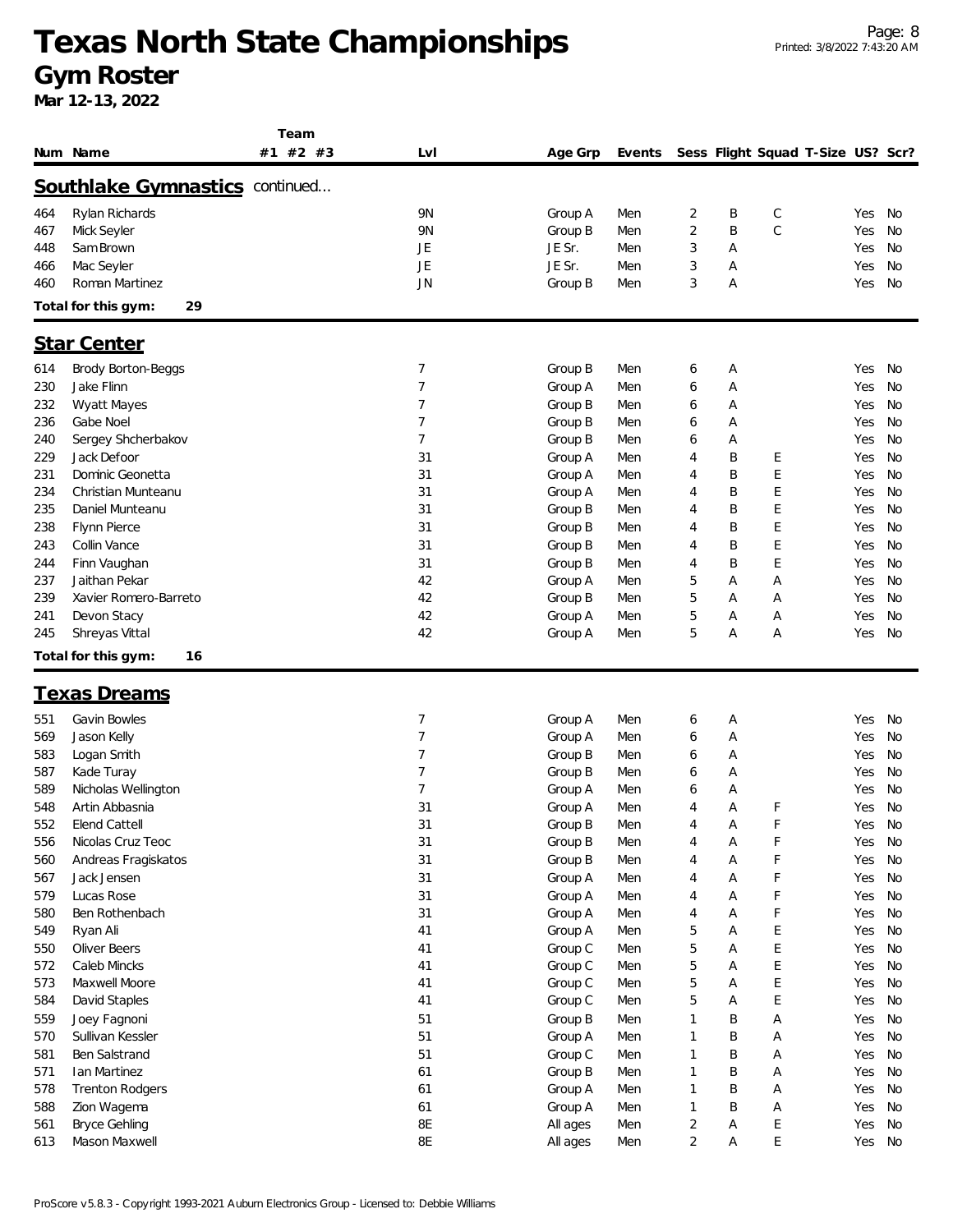# Texas North State Championships

## Gym Roster

**Mar 12-13, 2022**

| Num | Name | Team #1 #2 #3 | Lvl | Age Grp | Events | Sess | Flight | Squad | T-Size | US? | Scr? |
|---|---|---|---|---|---|---|---|---|---|---|---|
| **Southlake Gymnastics** continued... | | | | | | | | | | | |
| 464 | Rylan Richards | | 9N | Group A | Men | 2 | B | C | | Yes | No |
| 467 | Mick Seyler | | 9N | Group B | Men | 2 | B | C | | Yes | No |
| 448 | Sam Brown | | JE | JE Sr. | Men | 3 | A | | | Yes | No |
| 466 | Mac Seyler | | JE | JE Sr. | Men | 3 | A | | | Yes | No |
| 460 | Roman Martinez | | JN | Group B | Men | 3 | A | | | Yes | No |
| **Total for this gym:** | **29** | | | | | | | | | | |
| **Star Center** | | | | | | | | | | | |
| 614 | Brody Borton-Beggs | | 7 | Group B | Men | 6 | A | | | Yes | No |
| 230 | Jake Flinn | | 7 | Group A | Men | 6 | A | | | Yes | No |
| 232 | Wyatt Mayes | | 7 | Group B | Men | 6 | A | | | Yes | No |
| 236 | Gabe Noel | | 7 | Group B | Men | 6 | A | | | Yes | No |
| 240 | Sergey Shcherbakov | | 7 | Group B | Men | 6 | A | | | Yes | No |
| 229 | Jack Defoor | | 31 | Group A | Men | 4 | B | E | | Yes | No |
| 231 | Dominic Geonetta | | 31 | Group A | Men | 4 | B | E | | Yes | No |
| 234 | Christian Munteanu | | 31 | Group A | Men | 4 | B | E | | Yes | No |
| 235 | Daniel Munteanu | | 31 | Group B | Men | 4 | B | E | | Yes | No |
| 238 | Flynn Pierce | | 31 | Group B | Men | 4 | B | E | | Yes | No |
| 243 | Collin Vance | | 31 | Group B | Men | 4 | B | E | | Yes | No |
| 244 | Finn Vaughan | | 31 | Group B | Men | 4 | B | E | | Yes | No |
| 237 | Jaithan Pekar | | 42 | Group A | Men | 5 | A | A | | Yes | No |
| 239 | Xavier Romero-Barreto | | 42 | Group B | Men | 5 | A | A | | Yes | No |
| 241 | Devon Stacy | | 42 | Group A | Men | 5 | A | A | | Yes | No |
| 245 | Shreyas Vittal | | 42 | Group A | Men | 5 | A | A | | Yes | No |
| **Total for this gym:** | **16** | | | | | | | | | | |
| **Texas Dreams** | | | | | | | | | | | |
| 551 | Gavin Bowles | | 7 | Group A | Men | 6 | A | | | Yes | No |
| 569 | Jason Kelly | | 7 | Group A | Men | 6 | A | | | Yes | No |
| 583 | Logan Smith | | 7 | Group B | Men | 6 | A | | | Yes | No |
| 587 | Kade Turay | | 7 | Group B | Men | 6 | A | | | Yes | No |
| 589 | Nicholas Wellington | | 7 | Group A | Men | 6 | A | | | Yes | No |
| 548 | Artin Abbasnia | | 31 | Group A | Men | 4 | A | F | | Yes | No |
| 552 | Elend Cattell | | 31 | Group B | Men | 4 | A | F | | Yes | No |
| 556 | Nicolas Cruz Teoc | | 31 | Group B | Men | 4 | A | F | | Yes | No |
| 560 | Andreas Fragiskatos | | 31 | Group B | Men | 4 | A | F | | Yes | No |
| 567 | Jack Jensen | | 31 | Group A | Men | 4 | A | F | | Yes | No |
| 579 | Lucas Rose | | 31 | Group A | Men | 4 | A | F | | Yes | No |
| 580 | Ben Rothenbach | | 31 | Group A | Men | 4 | A | F | | Yes | No |
| 549 | Ryan Ali | | 41 | Group A | Men | 5 | A | E | | Yes | No |
| 550 | Oliver Beers | | 41 | Group C | Men | 5 | A | E | | Yes | No |
| 572 | Caleb Mincks | | 41 | Group C | Men | 5 | A | E | | Yes | No |
| 573 | Maxwell Moore | | 41 | Group C | Men | 5 | A | E | | Yes | No |
| 584 | David Staples | | 41 | Group C | Men | 5 | A | E | | Yes | No |
| 559 | Joey Fagnoni | | 51 | Group B | Men | 1 | B | A | | Yes | No |
| 570 | Sullivan Kessler | | 51 | Group A | Men | 1 | B | A | | Yes | No |
| 581 | Ben Salstrand | | 51 | Group C | Men | 1 | B | A | | Yes | No |
| 571 | Ian Martinez | | 61 | Group B | Men | 1 | B | A | | Yes | No |
| 578 | Trenton Rodgers | | 61 | Group A | Men | 1 | B | A | | Yes | No |
| 588 | Zion Wagema | | 61 | Group A | Men | 1 | B | A | | Yes | No |
| 561 | Bryce Gehling | | 8E | All ages | Men | 2 | A | E | | Yes | No |
| 613 | Mason Maxwell | | 8E | All ages | Men | 2 | A | E | | Yes | No |

ProScore v5.8.3 - Copyright 1993-2021 Auburn Electronics Group - Licensed to: Debbie Williams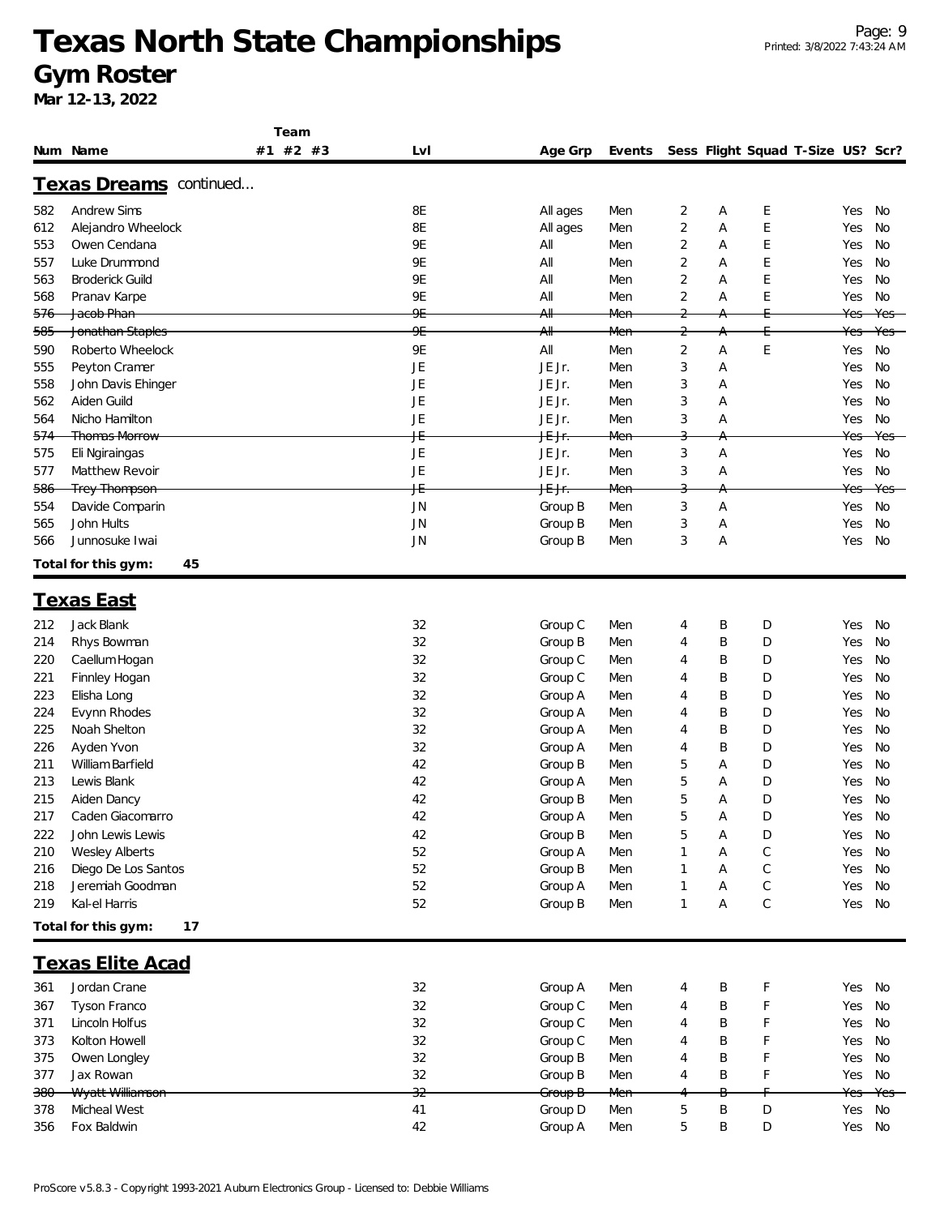# Texas North State Championships

## Gym Roster

**Mar 12-13, 2022**

### Texas Dreams continued...

| Num | Name | Team #1 | Team #2 | Team #3 | Lvl | Age Grp | Events | Sess | Flight | Squad | T-Size | US? | Scr? |
|---|---|---|---|---|---|---|---|---|---|---|---|---|---|
| 582 | Andrew Sims | | | | 8E | All ages | Men | 2 | A | E | | Yes | No |
| 612 | Alejandro Wheelock | | | | 8E | All ages | Men | 2 | A | E | | Yes | No |
| 553 | Owen Cendana | | | | 9E | All | Men | 2 | A | E | | Yes | No |
| 557 | Luke Drummond | | | | 9E | All | Men | 2 | A | E | | Yes | No |
| 563 | Broderick Guild | | | | 9E | All | Men | 2 | A | E | | Yes | No |
| 568 | Pranav Karpe | | | | 9E | All | Men | 2 | A | E | | Yes | No |
| ~~576~~ | ~~Jacob Phan~~ | | | | ~~9E~~ | ~~All~~ | ~~Men~~ | ~~2~~ | ~~A~~ | ~~E~~ | | ~~Yes~~ | ~~Yes~~ |
| ~~585~~ | ~~Jonathan Staples~~ | | | | ~~9E~~ | ~~All~~ | ~~Men~~ | ~~2~~ | ~~A~~ | ~~E~~ | | ~~Yes~~ | ~~Yes~~ |
| 590 | Roberto Wheelock | | | | 9E | All | Men | 2 | A | E | | Yes | No |
| 555 | Peyton Cramer | | | | JE | JE Jr. | Men | 3 | A | | | Yes | No |
| 558 | John Davis Ehinger | | | | JE | JE Jr. | Men | 3 | A | | | Yes | No |
| 562 | Aiden Guild | | | | JE | JE Jr. | Men | 3 | A | | | Yes | No |
| 564 | Nicho Hamilton | | | | JE | JE Jr. | Men | 3 | A | | | Yes | No |
| ~~574~~ | ~~Thomas Morrow~~ | | | | ~~JE~~ | ~~JE Jr.~~ | ~~Men~~ | ~~3~~ | ~~A~~ | | | ~~Yes~~ | ~~Yes~~ |
| 575 | Eli Ngiraingas | | | | JE | JE Jr. | Men | 3 | A | | | Yes | No |
| 577 | Matthew Revoir | | | | JE | JE Jr. | Men | 3 | A | | | Yes | No |
| ~~586~~ | ~~Trey Thompson~~ | | | | ~~JE~~ | ~~JE Jr.~~ | ~~Men~~ | ~~3~~ | ~~A~~ | | | ~~Yes~~ | ~~Yes~~ |
| 554 | Davide Comparin | | | | JN | Group B | Men | 3 | A | | | Yes | No |
| 565 | John Hults | | | | JN | Group B | Men | 3 | A | | | Yes | No |
| 566 | Junnosuke Iwai | | | | JN | Group B | Men | 3 | A | | | Yes | No |

**Total for this gym: 45**

### Texas East

| Num | Name | Team #1 | Team #2 | Team #3 | Lvl | Age Grp | Events | Sess | Flight | Squad | T-Size | US? | Scr? |
|---|---|---|---|---|---|---|---|---|---|---|---|---|---|
| 212 | Jack Blank | | | | 32 | Group C | Men | 4 | B | D | | Yes | No |
| 214 | Rhys Bowman | | | | 32 | Group B | Men | 4 | B | D | | Yes | No |
| 220 | Caellum Hogan | | | | 32 | Group C | Men | 4 | B | D | | Yes | No |
| 221 | Finnley Hogan | | | | 32 | Group C | Men | 4 | B | D | | Yes | No |
| 223 | Elisha Long | | | | 32 | Group A | Men | 4 | B | D | | Yes | No |
| 224 | Evynn Rhodes | | | | 32 | Group A | Men | 4 | B | D | | Yes | No |
| 225 | Noah Shelton | | | | 32 | Group A | Men | 4 | B | D | | Yes | No |
| 226 | Ayden Yvon | | | | 32 | Group A | Men | 4 | B | D | | Yes | No |
| 211 | William Barfield | | | | 42 | Group B | Men | 5 | A | D | | Yes | No |
| 213 | Lewis Blank | | | | 42 | Group A | Men | 5 | A | D | | Yes | No |
| 215 | Aiden Dancy | | | | 42 | Group B | Men | 5 | A | D | | Yes | No |
| 217 | Caden Giacomarro | | | | 42 | Group A | Men | 5 | A | D | | Yes | No |
| 222 | John Lewis Lewis | | | | 42 | Group B | Men | 5 | A | D | | Yes | No |
| 210 | Wesley Alberts | | | | 52 | Group A | Men | 1 | A | C | | Yes | No |
| 216 | Diego De Los Santos | | | | 52 | Group B | Men | 1 | A | C | | Yes | No |
| 218 | Jeremiah Goodman | | | | 52 | Group A | Men | 1 | A | C | | Yes | No |
| 219 | Kal-el Harris | | | | 52 | Group B | Men | 1 | A | C | | Yes | No |

**Total for this gym: 17**

### Texas Elite Acad

| Num | Name | Team #1 | Team #2 | Team #3 | Lvl | Age Grp | Events | Sess | Flight | Squad | T-Size | US? | Scr? |
|---|---|---|---|---|---|---|---|---|---|---|---|---|---|
| 361 | Jordan Crane | | | | 32 | Group A | Men | 4 | B | F | | Yes | No |
| 367 | Tyson Franco | | | | 32 | Group C | Men | 4 | B | F | | Yes | No |
| 371 | Lincoln Holfus | | | | 32 | Group C | Men | 4 | B | F | | Yes | No |
| 373 | Kolton Howell | | | | 32 | Group C | Men | 4 | B | F | | Yes | No |
| 375 | Owen Longley | | | | 32 | Group B | Men | 4 | B | F | | Yes | No |
| 377 | Jax Rowan | | | | 32 | Group B | Men | 4 | B | F | | Yes | No |
| ~~380~~ | ~~Wyatt Williamson~~ | | | | ~~32~~ | ~~Group B~~ | ~~Men~~ | ~~4~~ | ~~B~~ | ~~F~~ | | ~~Yes~~ | ~~Yes~~ |
| 378 | Micheal West | | | | 41 | Group D | Men | 5 | B | D | | Yes | No |
| 356 | Fox Baldwin | | | | 42 | Group A | Men | 5 | B | D | | Yes | No |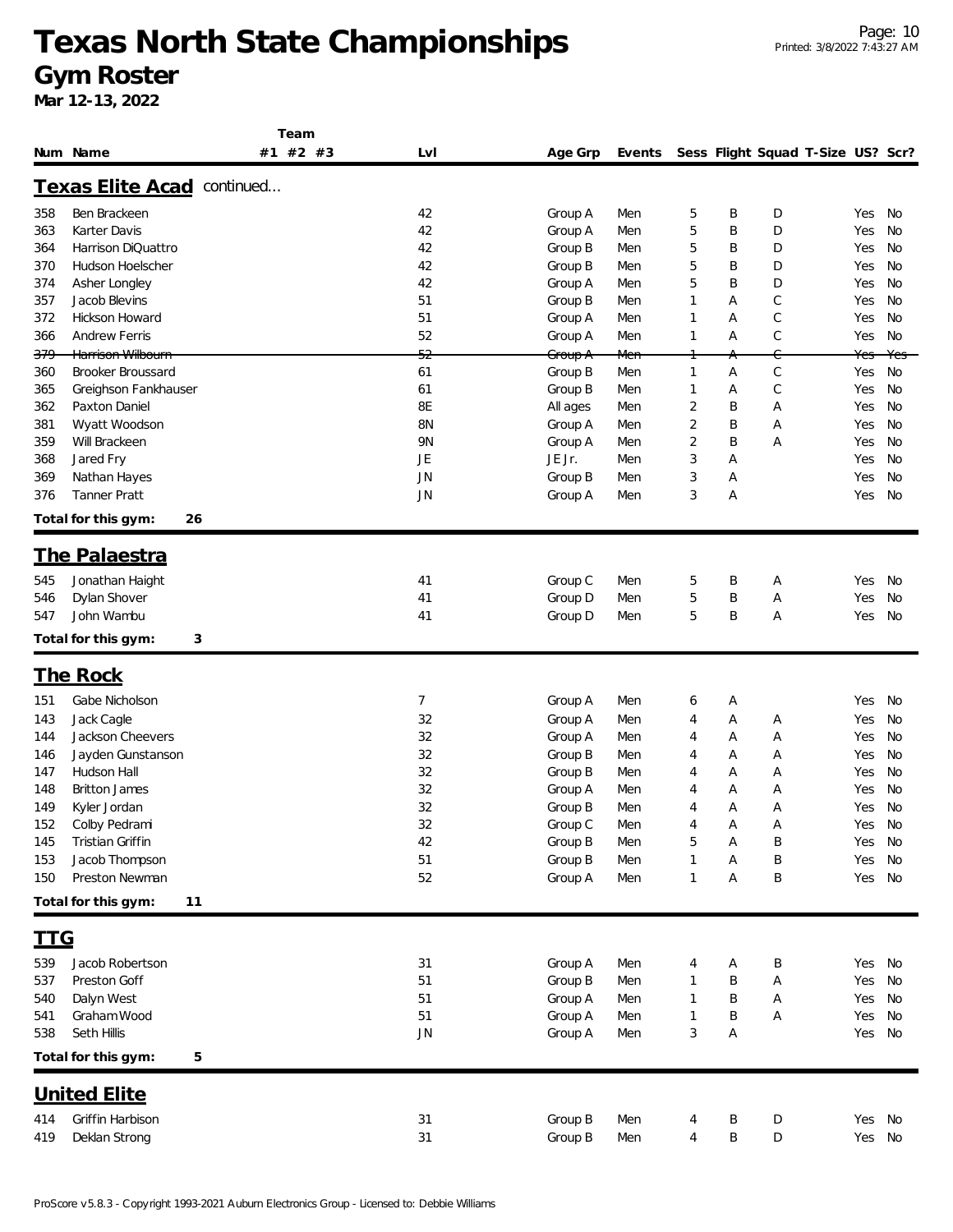# Texas North State Championships
## Gym Roster
**Mar 12-13, 2022**

### Texas Elite Acad continued...

| Num | Name | Team #1 | Team #2 | Team #3 | Lvl | Age Grp | Events | Sess | Flight | Squad | T-Size | US? | Scr? |
|---|---|---|---|---|---|---|---|---|---|---|---|---|---|
| 358 | Ben Brackeen | | | | 42 | Group A | Men | 5 | B | D | | Yes | No |
| 363 | Karter Davis | | | | 42 | Group A | Men | 5 | B | D | | Yes | No |
| 364 | Harrison DiQuattro | | | | 42 | Group B | Men | 5 | B | D | | Yes | No |
| 370 | Hudson Hoelscher | | | | 42 | Group B | Men | 5 | B | D | | Yes | No |
| 374 | Asher Longley | | | | 42 | Group A | Men | 5 | B | D | | Yes | No |
| 357 | Jacob Blevins | | | | 51 | Group B | Men | 1 | A | C | | Yes | No |
| 372 | Hickson Howard | | | | 51 | Group A | Men | 1 | A | C | | Yes | No |
| 366 | Andrew Ferris | | | | 52 | Group A | Men | 1 | A | C | | Yes | No |
| ~~379~~ | ~~Harrison Wilbourn~~ | | | | ~~52~~ | ~~Group A~~ | ~~Men~~ | ~~1~~ | ~~A~~ | ~~C~~ | | ~~Yes~~ | ~~Yes~~ |
| 360 | Brooker Broussard | | | | 61 | Group B | Men | 1 | A | C | | Yes | No |
| 365 | Greighson Fankhauser | | | | 61 | Group B | Men | 1 | A | C | | Yes | No |
| 362 | Paxton Daniel | | | | 8E | All ages | Men | 2 | B | A | | Yes | No |
| 381 | Wyatt Woodson | | | | 8N | Group A | Men | 2 | B | A | | Yes | No |
| 359 | Will Brackeen | | | | 9N | Group A | Men | 2 | B | A | | Yes | No |
| 368 | Jared Fry | | | | JE | JE Jr. | Men | 3 | A | | | Yes | No |
| 369 | Nathan Hayes | | | | JN | Group B | Men | 3 | A | | | Yes | No |
| 376 | Tanner Pratt | | | | JN | Group A | Men | 3 | A | | | Yes | No |

**Total for this gym: 26**

### The Palaestra

| Num | Name | Team #1 | Team #2 | Team #3 | Lvl | Age Grp | Events | Sess | Flight | Squad | T-Size | US? | Scr? |
|---|---|---|---|---|---|---|---|---|---|---|---|---|---|
| 545 | Jonathan Haight | | | | 41 | Group C | Men | 5 | B | A | | Yes | No |
| 546 | Dylan Shover | | | | 41 | Group D | Men | 5 | B | A | | Yes | No |
| 547 | John Wambu | | | | 41 | Group D | Men | 5 | B | A | | Yes | No |

**Total for this gym: 3**

### The Rock

| Num | Name | Team #1 | Team #2 | Team #3 | Lvl | Age Grp | Events | Sess | Flight | Squad | T-Size | US? | Scr? |
|---|---|---|---|---|---|---|---|---|---|---|---|---|---|
| 151 | Gabe Nicholson | | | | 7 | Group A | Men | 6 | A | | | Yes | No |
| 143 | Jack Cagle | | | | 32 | Group A | Men | 4 | A | A | | Yes | No |
| 144 | Jackson Cheevers | | | | 32 | Group A | Men | 4 | A | A | | Yes | No |
| 146 | Jayden Gunstanson | | | | 32 | Group B | Men | 4 | A | A | | Yes | No |
| 147 | Hudson Hall | | | | 32 | Group B | Men | 4 | A | A | | Yes | No |
| 148 | Britton James | | | | 32 | Group A | Men | 4 | A | A | | Yes | No |
| 149 | Kyler Jordan | | | | 32 | Group B | Men | 4 | A | A | | Yes | No |
| 152 | Colby Pedrami | | | | 32 | Group C | Men | 4 | A | A | | Yes | No |
| 145 | Tristian Griffin | | | | 42 | Group B | Men | 5 | A | B | | Yes | No |
| 153 | Jacob Thompson | | | | 51 | Group B | Men | 1 | A | B | | Yes | No |
| 150 | Preston Newman | | | | 52 | Group A | Men | 1 | A | B | | Yes | No |

**Total for this gym: 11**

### TTG

| Num | Name | Team #1 | Team #2 | Team #3 | Lvl | Age Grp | Events | Sess | Flight | Squad | T-Size | US? | Scr? |
|---|---|---|---|---|---|---|---|---|---|---|---|---|---|
| 539 | Jacob Robertson | | | | 31 | Group A | Men | 4 | A | B | | Yes | No |
| 537 | Preston Goff | | | | 51 | Group B | Men | 1 | B | A | | Yes | No |
| 540 | Dalyn West | | | | 51 | Group A | Men | 1 | B | A | | Yes | No |
| 541 | Graham Wood | | | | 51 | Group A | Men | 1 | B | A | | Yes | No |
| 538 | Seth Hillis | | | | JN | Group A | Men | 3 | A | | | Yes | No |

**Total for this gym: 5**

### United Elite

| Num | Name | Team #1 | Team #2 | Team #3 | Lvl | Age Grp | Events | Sess | Flight | Squad | T-Size | US? | Scr? |
|---|---|---|---|---|---|---|---|---|---|---|---|---|---|
| 414 | Griffin Harbison | | | | 31 | Group B | Men | 4 | B | D | | Yes | No |
| 419 | Deklan Strong | | | | 31 | Group B | Men | 4 | B | D | | Yes | No |

ProScore v5.8.3 - Copyright 1993-2021 Auburn Electronics Group - Licensed to: Debbie Williams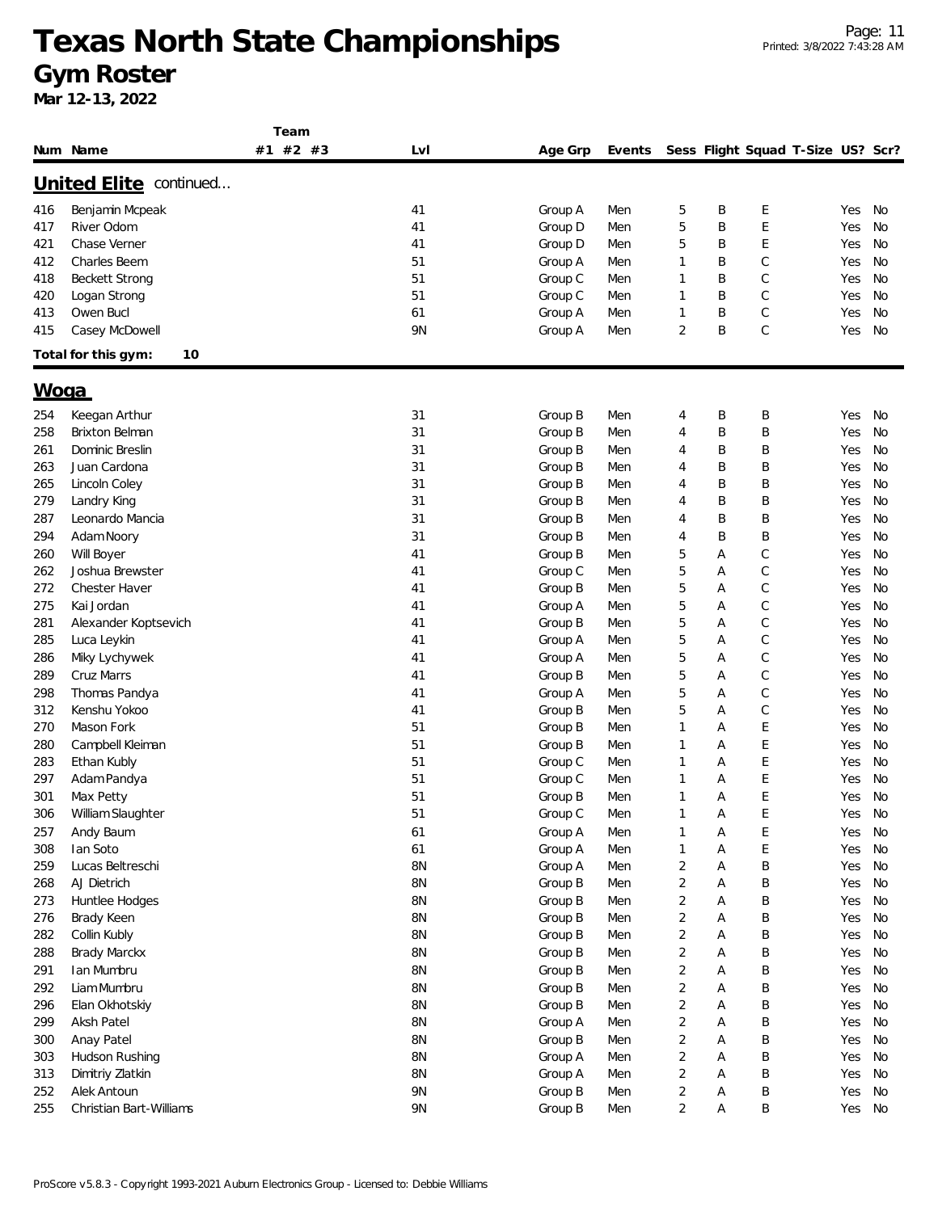# Texas North State Championships

## Gym Roster

**Mar 12-13, 2022**

| Num | Name | Team #1 | Team #2 | Team #3 | Lvl | Age Grp | Events | Sess | Flight | Squad | T-Size | US? | Scr? |
|---|---|---|---|---|---|---|---|---|---|---|---|---|---|
| **United Elite** continued... | | | | | | | | | | | | | |
| 416 | Benjamin Mcpeak | | | | 41 | Group A | Men | 5 | B | E | | Yes | No |
| 417 | River Odom | | | | 41 | Group D | Men | 5 | B | E | | Yes | No |
| 421 | Chase Verner | | | | 41 | Group D | Men | 5 | B | E | | Yes | No |
| 412 | Charles Beem | | | | 51 | Group A | Men | 1 | B | C | | Yes | No |
| 418 | Beckett Strong | | | | 51 | Group C | Men | 1 | B | C | | Yes | No |
| 420 | Logan Strong | | | | 51 | Group C | Men | 1 | B | C | | Yes | No |
| 413 | Owen Bucl | | | | 61 | Group A | Men | 1 | B | C | | Yes | No |
| 415 | Casey McDowell | | | | 9N | Group A | Men | 2 | B | C | | Yes | No |
| **Total for this gym: 10** | | | | | | | | | | | | | |
| **Woga** | | | | | | | | | | | | | |
| 254 | Keegan Arthur | | | | 31 | Group B | Men | 4 | B | B | | Yes | No |
| 258 | Brixton Belman | | | | 31 | Group B | Men | 4 | B | B | | Yes | No |
| 261 | Dominic Breslin | | | | 31 | Group B | Men | 4 | B | B | | Yes | No |
| 263 | Juan Cardona | | | | 31 | Group B | Men | 4 | B | B | | Yes | No |
| 265 | Lincoln Coley | | | | 31 | Group B | Men | 4 | B | B | | Yes | No |
| 279 | Landry King | | | | 31 | Group B | Men | 4 | B | B | | Yes | No |
| 287 | Leonardo Mancia | | | | 31 | Group B | Men | 4 | B | B | | Yes | No |
| 294 | Adam Noory | | | | 31 | Group B | Men | 4 | B | B | | Yes | No |
| 260 | Will Boyer | | | | 41 | Group B | Men | 5 | A | C | | Yes | No |
| 262 | Joshua Brewster | | | | 41 | Group C | Men | 5 | A | C | | Yes | No |
| 272 | Chester Haver | | | | 41 | Group B | Men | 5 | A | C | | Yes | No |
| 275 | Kai Jordan | | | | 41 | Group A | Men | 5 | A | C | | Yes | No |
| 281 | Alexander Koptsevich | | | | 41 | Group B | Men | 5 | A | C | | Yes | No |
| 285 | Luca Leykin | | | | 41 | Group A | Men | 5 | A | C | | Yes | No |
| 286 | Miky Lychywek | | | | 41 | Group A | Men | 5 | A | C | | Yes | No |
| 289 | Cruz Marrs | | | | 41 | Group B | Men | 5 | A | C | | Yes | No |
| 298 | Thomas Pandya | | | | 41 | Group A | Men | 5 | A | C | | Yes | No |
| 312 | Kenshu Yokoo | | | | 41 | Group B | Men | 5 | A | C | | Yes | No |
| 270 | Mason Fork | | | | 51 | Group B | Men | 1 | A | E | | Yes | No |
| 280 | Campbell Kleiman | | | | 51 | Group B | Men | 1 | A | E | | Yes | No |
| 283 | Ethan Kubly | | | | 51 | Group C | Men | 1 | A | E | | Yes | No |
| 297 | Adam Pandya | | | | 51 | Group C | Men | 1 | A | E | | Yes | No |
| 301 | Max Petty | | | | 51 | Group B | Men | 1 | A | E | | Yes | No |
| 306 | William Slaughter | | | | 51 | Group C | Men | 1 | A | E | | Yes | No |
| 257 | Andy Baum | | | | 61 | Group A | Men | 1 | A | E | | Yes | No |
| 308 | Ian Soto | | | | 61 | Group A | Men | 1 | A | E | | Yes | No |
| 259 | Lucas Beltreschi | | | | 8N | Group A | Men | 2 | A | B | | Yes | No |
| 268 | AJ Dietrich | | | | 8N | Group B | Men | 2 | A | B | | Yes | No |
| 273 | Huntlee Hodges | | | | 8N | Group B | Men | 2 | A | B | | Yes | No |
| 276 | Brady Keen | | | | 8N | Group B | Men | 2 | A | B | | Yes | No |
| 282 | Collin Kubly | | | | 8N | Group B | Men | 2 | A | B | | Yes | No |
| 288 | Brady Marckx | | | | 8N | Group B | Men | 2 | A | B | | Yes | No |
| 291 | Ian Mumbru | | | | 8N | Group B | Men | 2 | A | B | | Yes | No |
| 292 | Liam Mumbru | | | | 8N | Group B | Men | 2 | A | B | | Yes | No |
| 296 | Elan Okhotskiy | | | | 8N | Group B | Men | 2 | A | B | | Yes | No |
| 299 | Aksh Patel | | | | 8N | Group A | Men | 2 | A | B | | Yes | No |
| 300 | Anay Patel | | | | 8N | Group B | Men | 2 | A | B | | Yes | No |
| 303 | Hudson Rushing | | | | 8N | Group A | Men | 2 | A | B | | Yes | No |
| 313 | Dimitriy Zlatkin | | | | 8N | Group A | Men | 2 | A | B | | Yes | No |
| 252 | Alek Antoun | | | | 9N | Group B | Men | 2 | A | B | | Yes | No |
| 255 | Christian Bart-Williams | | | | 9N | Group B | Men | 2 | A | B | | Yes | No |

ProScore v5.8.3 - Copyright 1993-2021 Auburn Electronics Group - Licensed to: Debbie Williams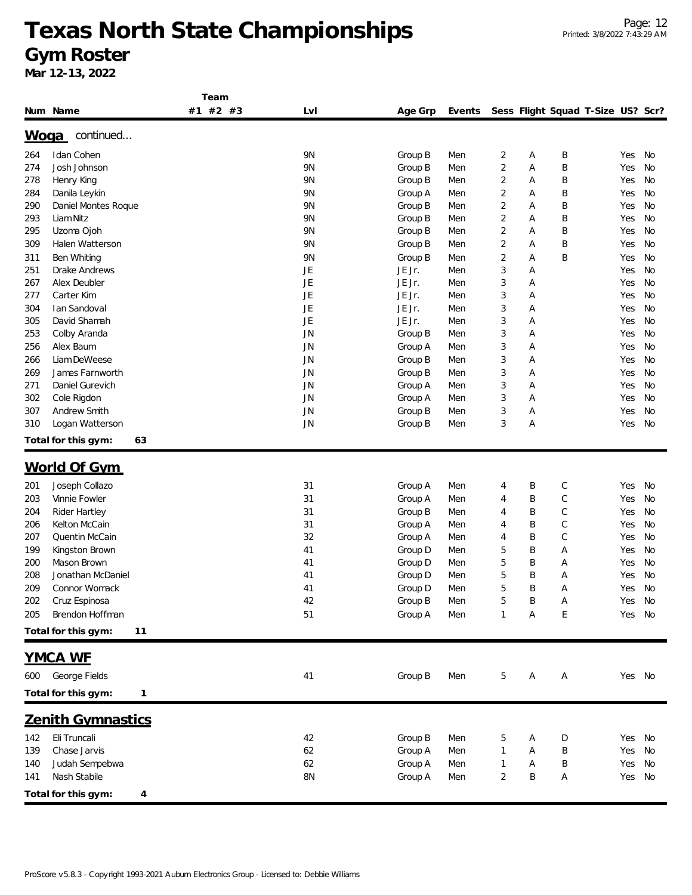# Texas North State Championships

## Gym Roster

**Mar 12-13, 2022**

| Num | Name | Team #1 | #2 | #3 | Lvl | Age Grp | Events | Sess | Flight | Squad | T-Size | US? | Scr? |
|---|---|---|---|---|---|---|---|---|---|---|---|---|---|

### Woga continued...

| Num | Name | Team #1 | #2 | #3 | Lvl | Age Grp | Events | Sess | Flight | Squad | T-Size | US? | Scr? |
|---|---|---|---|---|---|---|---|---|---|---|---|---|---|
| 264 | Idan Cohen | | | | 9N | Group B | Men | 2 | A | B | | Yes | No |
| 274 | Josh Johnson | | | | 9N | Group B | Men | 2 | A | B | | Yes | No |
| 278 | Henry King | | | | 9N | Group B | Men | 2 | A | B | | Yes | No |
| 284 | Danila Leykin | | | | 9N | Group A | Men | 2 | A | B | | Yes | No |
| 290 | Daniel Montes Roque | | | | 9N | Group B | Men | 2 | A | B | | Yes | No |
| 293 | Liam Nitz | | | | 9N | Group B | Men | 2 | A | B | | Yes | No |
| 295 | Uzoma Ojoh | | | | 9N | Group B | Men | 2 | A | B | | Yes | No |
| 309 | Halen Watterson | | | | 9N | Group B | Men | 2 | A | B | | Yes | No |
| 311 | Ben Whiting | | | | 9N | Group B | Men | 2 | A | B | | Yes | No |
| 251 | Drake Andrews | | | | JE | JE Jr. | Men | 3 | A | | | Yes | No |
| 267 | Alex Deubler | | | | JE | JE Jr. | Men | 3 | A | | | Yes | No |
| 277 | Carter Kim | | | | JE | JE Jr. | Men | 3 | A | | | Yes | No |
| 304 | Ian Sandoval | | | | JE | JE Jr. | Men | 3 | A | | | Yes | No |
| 305 | David Shamah | | | | JE | JE Jr. | Men | 3 | A | | | Yes | No |
| 253 | Colby Aranda | | | | JN | Group B | Men | 3 | A | | | Yes | No |
| 256 | Alex Baum | | | | JN | Group A | Men | 3 | A | | | Yes | No |
| 266 | Liam DeWeese | | | | JN | Group B | Men | 3 | A | | | Yes | No |
| 269 | James Farnworth | | | | JN | Group B | Men | 3 | A | | | Yes | No |
| 271 | Daniel Gurevich | | | | JN | Group A | Men | 3 | A | | | Yes | No |
| 302 | Cole Rigdon | | | | JN | Group A | Men | 3 | A | | | Yes | No |
| 307 | Andrew Smith | | | | JN | Group B | Men | 3 | A | | | Yes | No |
| 310 | Logan Watterson | | | | JN | Group B | Men | 3 | A | | | Yes | No |

**Total for this gym: 63**

### World Of Gym

| Num | Name | Team #1 | #2 | #3 | Lvl | Age Grp | Events | Sess | Flight | Squad | T-Size | US? | Scr? |
|---|---|---|---|---|---|---|---|---|---|---|---|---|---|
| 201 | Joseph Collazo | | | | 31 | Group A | Men | 4 | B | C | | Yes | No |
| 203 | Vinnie Fowler | | | | 31 | Group A | Men | 4 | B | C | | Yes | No |
| 204 | Rider Hartley | | | | 31 | Group B | Men | 4 | B | C | | Yes | No |
| 206 | Kelton McCain | | | | 31 | Group A | Men | 4 | B | C | | Yes | No |
| 207 | Quentin McCain | | | | 32 | Group A | Men | 4 | B | C | | Yes | No |
| 199 | Kingston Brown | | | | 41 | Group D | Men | 5 | B | A | | Yes | No |
| 200 | Mason Brown | | | | 41 | Group D | Men | 5 | B | A | | Yes | No |
| 208 | Jonathan McDaniel | | | | 41 | Group D | Men | 5 | B | A | | Yes | No |
| 209 | Connor Womack | | | | 41 | Group D | Men | 5 | B | A | | Yes | No |
| 202 | Cruz Espinosa | | | | 42 | Group B | Men | 5 | B | A | | Yes | No |
| 205 | Brendon Hoffman | | | | 51 | Group A | Men | 1 | A | E | | Yes | No |

**Total for this gym: 11**

### YMCA WF

| Num | Name | Team #1 | #2 | #3 | Lvl | Age Grp | Events | Sess | Flight | Squad | T-Size | US? | Scr? |
|---|---|---|---|---|---|---|---|---|---|---|---|---|---|
| 600 | George Fields | | | | 41 | Group B | Men | 5 | A | A | | Yes | No |

**Total for this gym: 1**

### Zenith Gymnastics

| Num | Name | Team #1 | #2 | #3 | Lvl | Age Grp | Events | Sess | Flight | Squad | T-Size | US? | Scr? |
|---|---|---|---|---|---|---|---|---|---|---|---|---|---|
| 142 | Eli Truncali | | | | 42 | Group B | Men | 5 | A | D | | Yes | No |
| 139 | Chase Jarvis | | | | 62 | Group A | Men | 1 | A | B | | Yes | No |
| 140 | Judah Sempebwa | | | | 62 | Group A | Men | 1 | A | B | | Yes | No |
| 141 | Nash Stabile | | | | 8N | Group A | Men | 2 | B | A | | Yes | No |

**Total for this gym: 4**

ProScore v5.8.3 - Copyright 1993-2021 Auburn Electronics Group - Licensed to: Debbie Williams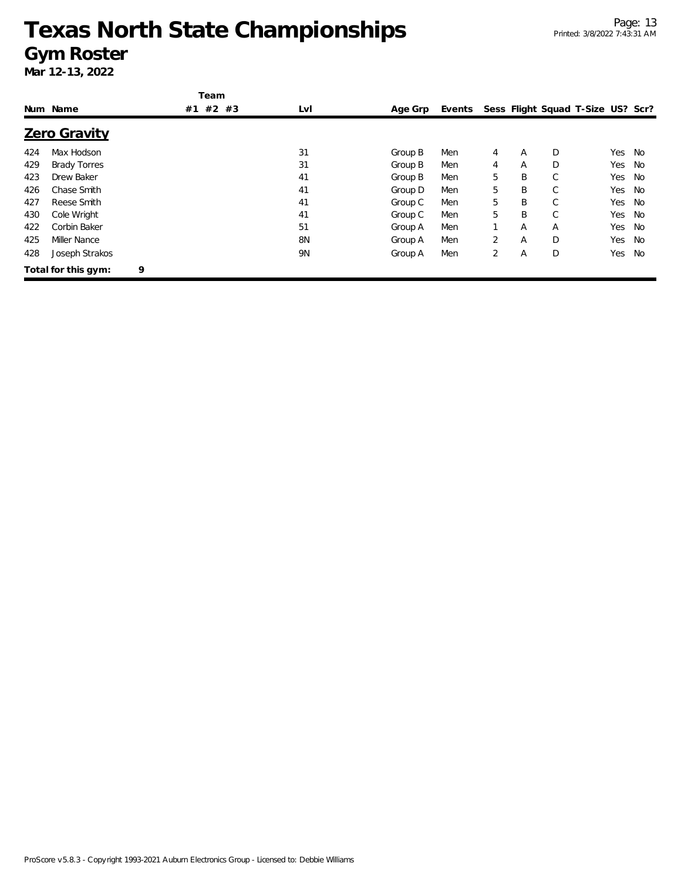# Texas North State Championships

## Gym Roster

**Mar 12-13, 2022**

## Zero Gravity

| Num | Name | Team #1 | #2 | #3 | Lvl | Age Grp | Events | Sess | Flight | Squad | T-Size | US? | Scr? |
|---|---|---|---|---|---|---|---|---|---|---|---|---|---|
| 424 | Max Hodson | | | | 31 | Group B | Men | 4 | A | D | | Yes | No |
| 429 | Brady Torres | | | | 31 | Group B | Men | 4 | A | D | | Yes | No |
| 423 | Drew Baker | | | | 41 | Group B | Men | 5 | B | C | | Yes | No |
| 426 | Chase Smith | | | | 41 | Group D | Men | 5 | B | C | | Yes | No |
| 427 | Reese Smith | | | | 41 | Group C | Men | 5 | B | C | | Yes | No |
| 430 | Cole Wright | | | | 41 | Group C | Men | 5 | B | C | | Yes | No |
| 422 | Corbin Baker | | | | 51 | Group A | Men | 1 | A | A | | Yes | No |
| 425 | Miller Nance | | | | 8N | Group A | Men | 2 | A | D | | Yes | No |
| 428 | Joseph Strakos | | | | 9N | Group A | Men | 2 | A | D | | Yes | No |

**Total for this gym:** 9

ProScore v5.8.3 - Copyright 1993-2021 Auburn Electronics Group - Licensed to: Debbie Williams